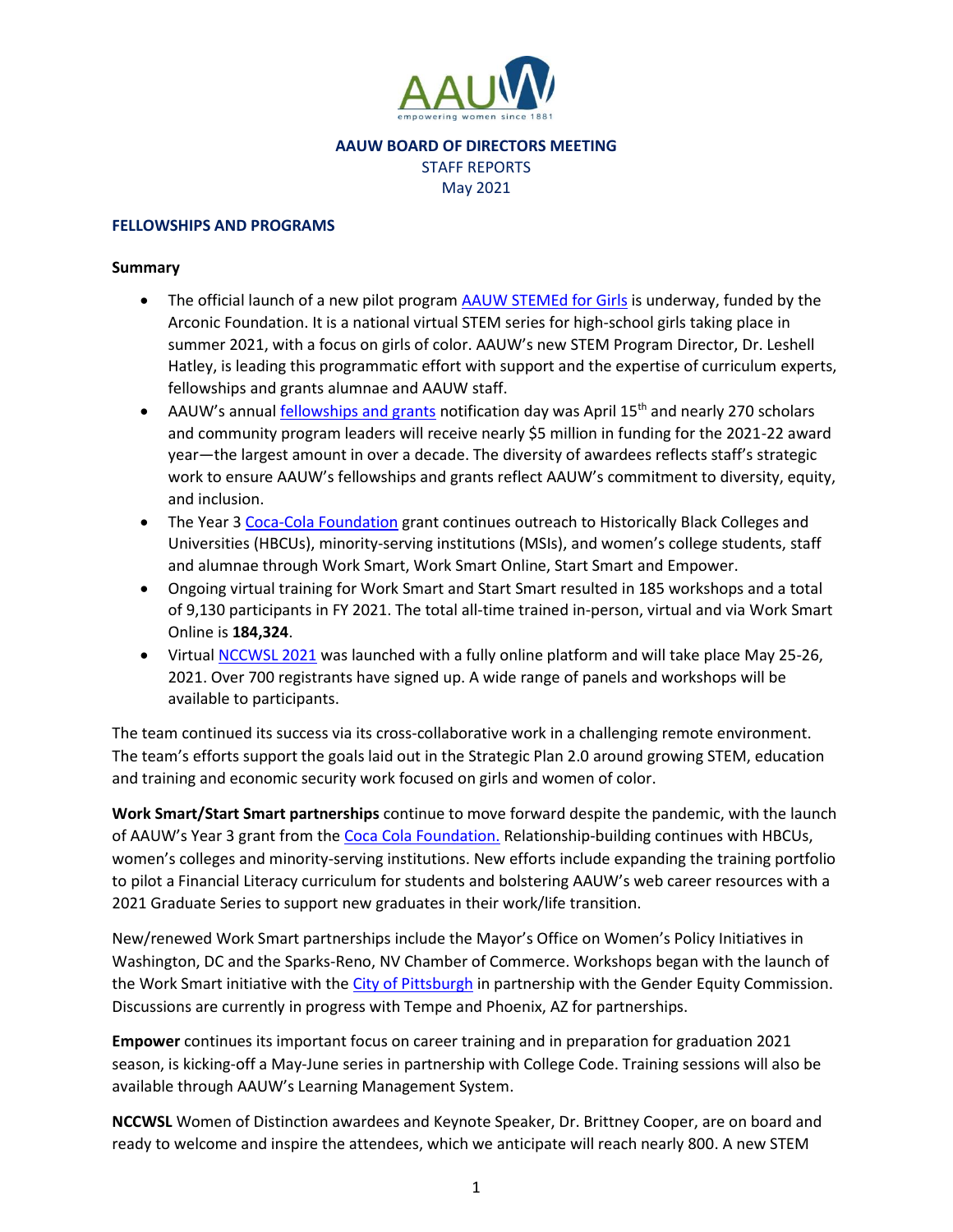AAUW

empowering women since 1881

**AAUW BOARD OF DIRECTORS MEETING**
STAFF REPORTS
May 2021

## FELLOWSHIPS AND PROGRAMS

### Summary

- The official launch of a new pilot program AAUW STEMEd for Girls is underway, funded by the Arconic Foundation. It is a national virtual STEM series for high-school girls taking place in summer 2021, with a focus on girls of color. AAUW's new STEM Program Director, Dr. Leshell Hatley, is leading this programmatic effort with support and the expertise of curriculum experts, fellowships and grants alumnae and AAUW staff.
- AAUW's annual fellowships and grants notification day was April 15th and nearly 270 scholars and community program leaders will receive nearly $5 million in funding for the 2021-22 award year—the largest amount in over a decade. The diversity of awardees reflects staff's strategic work to ensure AAUW's fellowships and grants reflect AAUW's commitment to diversity, equity, and inclusion.
- The Year 3 Coca-Cola Foundation grant continues outreach to Historically Black Colleges and Universities (HBCUs), minority-serving institutions (MSIs), and women's college students, staff and alumnae through Work Smart, Work Smart Online, Start Smart and Empower.
- Ongoing virtual training for Work Smart and Start Smart resulted in 185 workshops and a total of 9,130 participants in FY 2021. The total all-time trained in-person, virtual and via Work Smart Online is **184,324**.
- Virtual NCCWSL 2021 was launched with a fully online platform and will take place May 25-26, 2021. Over 700 registrants have signed up. A wide range of panels and workshops will be available to participants.

The team continued its success via its cross-collaborative work in a challenging remote environment. The team's efforts support the goals laid out in the Strategic Plan 2.0 around growing STEM, education and training and economic security work focused on girls and women of color.

**Work Smart/Start Smart partnerships** continue to move forward despite the pandemic, with the launch of AAUW's Year 3 grant from the Coca Cola Foundation. Relationship-building continues with HBCUs, women's colleges and minority-serving institutions. New efforts include expanding the training portfolio to pilot a Financial Literacy curriculum for students and bolstering AAUW's web career resources with a 2021 Graduate Series to support new graduates in their work/life transition.

New/renewed Work Smart partnerships include the Mayor's Office on Women's Policy Initiatives in Washington, DC and the Sparks-Reno, NV Chamber of Commerce. Workshops began with the launch of the Work Smart initiative with the City of Pittsburgh in partnership with the Gender Equity Commission. Discussions are currently in progress with Tempe and Phoenix, AZ for partnerships.

**Empower** continues its important focus on career training and in preparation for graduation 2021 season, is kicking-off a May-June series in partnership with College Code. Training sessions will also be available through AAUW's Learning Management System.

**NCCWSL** Women of Distinction awardees and Keynote Speaker, Dr. Brittney Cooper, are on board and ready to welcome and inspire the attendees, which we anticipate will reach nearly 800. A new STEM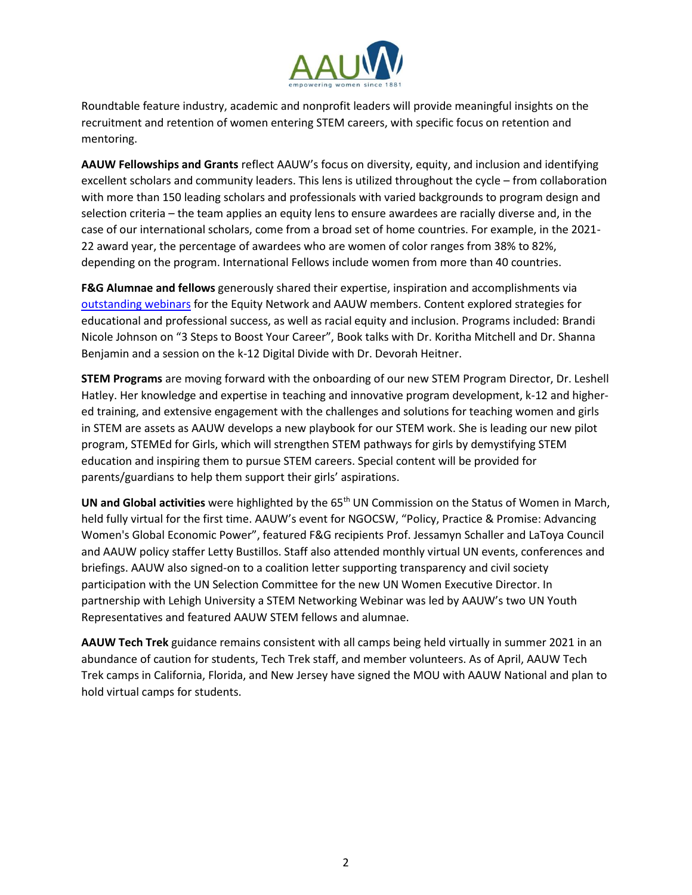Roundtable feature industry, academic and nonprofit leaders will provide meaningful insights on the recruitment and retention of women entering STEM careers, with specific focus on retention and mentoring.

**AAUW Fellowships and Grants** reflect AAUW's focus on diversity, equity, and inclusion and identifying excellent scholars and community leaders. This lens is utilized throughout the cycle – from collaboration with more than 150 leading scholars and professionals with varied backgrounds to program design and selection criteria – the team applies an equity lens to ensure awardees are racially diverse and, in the case of our international scholars, come from a broad set of home countries. For example, in the 2021-22 award year, the percentage of awardees who are women of color ranges from 38% to 82%, depending on the program. International Fellows include women from more than 40 countries.

**F&G Alumnae and fellows** generously shared their expertise, inspiration and accomplishments via [outstanding webinars] for the Equity Network and AAUW members. Content explored strategies for educational and professional success, as well as racial equity and inclusion. Programs included: Brandi Nicole Johnson on "3 Steps to Boost Your Career", Book talks with Dr. Koritha Mitchell and Dr. Shanna Benjamin and a session on the k-12 Digital Divide with Dr. Devorah Heitner.

**STEM Programs** are moving forward with the onboarding of our new STEM Program Director, Dr. Leshell Hatley. Her knowledge and expertise in teaching and innovative program development, k-12 and higher-ed training, and extensive engagement with the challenges and solutions for teaching women and girls in STEM are assets as AAUW develops a new playbook for our STEM work. She is leading our new pilot program, STEMEd for Girls, which will strengthen STEM pathways for girls by demystifying STEM education and inspiring them to pursue STEM careers. Special content will be provided for parents/guardians to help them support their girls' aspirations.

**UN and Global activities** were highlighted by the 65th UN Commission on the Status of Women in March, held fully virtual for the first time. AAUW's event for NGOCSW, "Policy, Practice & Promise: Advancing Women's Global Economic Power", featured F&G recipients Prof. Jessamyn Schaller and LaToya Council and AAUW policy staffer Letty Bustillos. Staff also attended monthly virtual UN events, conferences and briefings. AAUW also signed-on to a coalition letter supporting transparency and civil society participation with the UN Selection Committee for the new UN Women Executive Director. In partnership with Lehigh University a STEM Networking Webinar was led by AAUW's two UN Youth Representatives and featured AAUW STEM fellows and alumnae.

**AAUW Tech Trek** guidance remains consistent with all camps being held virtually in summer 2021 in an abundance of caution for students, Tech Trek staff, and member volunteers. As of April, AAUW Tech Trek camps in California, Florida, and New Jersey have signed the MOU with AAUW National and plan to hold virtual camps for students.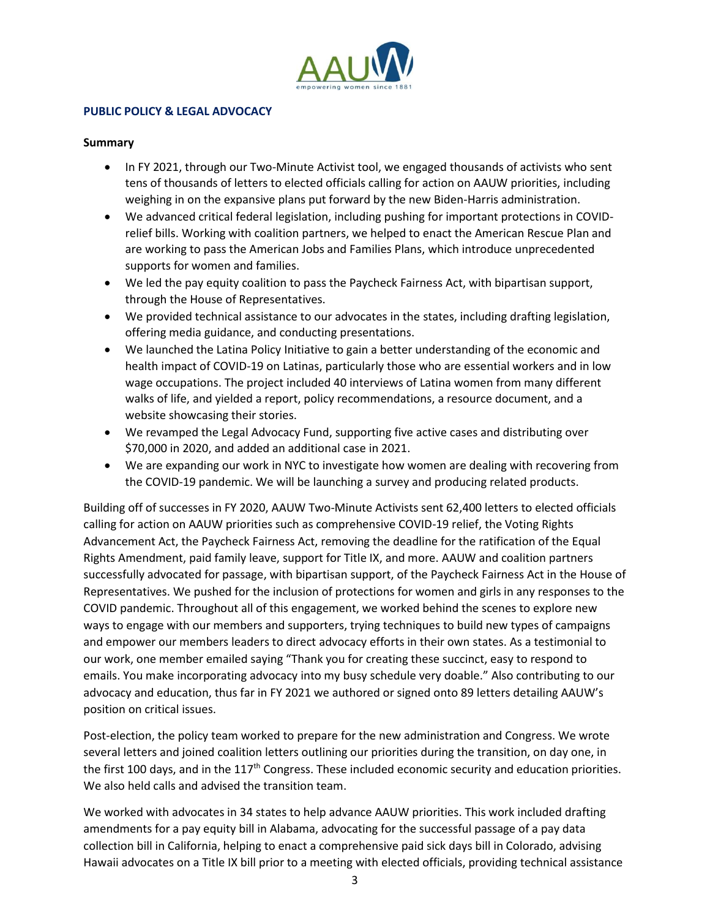## PUBLIC POLICY & LEGAL ADVOCACY

### Summary

- In FY 2021, through our Two-Minute Activist tool, we engaged thousands of activists who sent tens of thousands of letters to elected officials calling for action on AAUW priorities, including weighing in on the expansive plans put forward by the new Biden-Harris administration.
- We advanced critical federal legislation, including pushing for important protections in COVID-relief bills. Working with coalition partners, we helped to enact the American Rescue Plan and are working to pass the American Jobs and Families Plans, which introduce unprecedented supports for women and families.
- We led the pay equity coalition to pass the Paycheck Fairness Act, with bipartisan support, through the House of Representatives.
- We provided technical assistance to our advocates in the states, including drafting legislation, offering media guidance, and conducting presentations.
- We launched the Latina Policy Initiative to gain a better understanding of the economic and health impact of COVID-19 on Latinas, particularly those who are essential workers and in low wage occupations. The project included 40 interviews of Latina women from many different walks of life, and yielded a report, policy recommendations, a resource document, and a website showcasing their stories.
- We revamped the Legal Advocacy Fund, supporting five active cases and distributing over $70,000 in 2020, and added an additional case in 2021.
- We are expanding our work in NYC to investigate how women are dealing with recovering from the COVID-19 pandemic. We will be launching a survey and producing related products.

Building off of successes in FY 2020, AAUW Two-Minute Activists sent 62,400 letters to elected officials calling for action on AAUW priorities such as comprehensive COVID-19 relief, the Voting Rights Advancement Act, the Paycheck Fairness Act, removing the deadline for the ratification of the Equal Rights Amendment, paid family leave, support for Title IX, and more. AAUW and coalition partners successfully advocated for passage, with bipartisan support, of the Paycheck Fairness Act in the House of Representatives. We pushed for the inclusion of protections for women and girls in any responses to the COVID pandemic. Throughout all of this engagement, we worked behind the scenes to explore new ways to engage with our members and supporters, trying techniques to build new types of campaigns and empower our members leaders to direct advocacy efforts in their own states. As a testimonial to our work, one member emailed saying "Thank you for creating these succinct, easy to respond to emails. You make incorporating advocacy into my busy schedule very doable." Also contributing to our advocacy and education, thus far in FY 2021 we authored or signed onto 89 letters detailing AAUW's position on critical issues.

Post-election, the policy team worked to prepare for the new administration and Congress. We wrote several letters and joined coalition letters outlining our priorities during the transition, on day one, in the first 100 days, and in the 117th Congress. These included economic security and education priorities. We also held calls and advised the transition team.

We worked with advocates in 34 states to help advance AAUW priorities. This work included drafting amendments for a pay equity bill in Alabama, advocating for the successful passage of a pay data collection bill in California, helping to enact a comprehensive paid sick days bill in Colorado, advising Hawaii advocates on a Title IX bill prior to a meeting with elected officials, providing technical assistance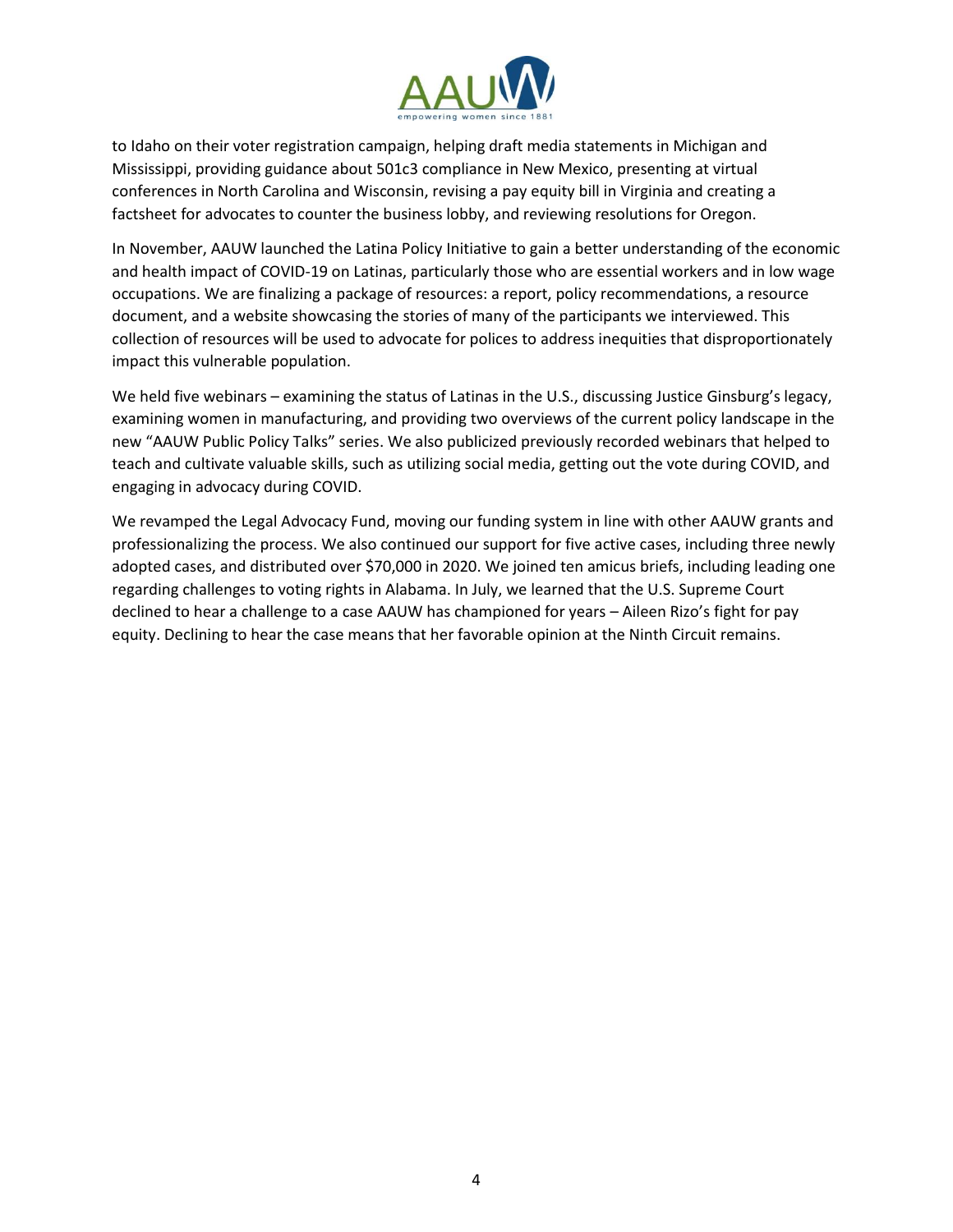to Idaho on their voter registration campaign, helping draft media statements in Michigan and Mississippi, providing guidance about 501c3 compliance in New Mexico, presenting at virtual conferences in North Carolina and Wisconsin, revising a pay equity bill in Virginia and creating a factsheet for advocates to counter the business lobby, and reviewing resolutions for Oregon.

In November, AAUW launched the Latina Policy Initiative to gain a better understanding of the economic and health impact of COVID-19 on Latinas, particularly those who are essential workers and in low wage occupations. We are finalizing a package of resources: a report, policy recommendations, a resource document, and a website showcasing the stories of many of the participants we interviewed. This collection of resources will be used to advocate for polices to address inequities that disproportionately impact this vulnerable population.

We held five webinars – examining the status of Latinas in the U.S., discussing Justice Ginsburg's legacy, examining women in manufacturing, and providing two overviews of the current policy landscape in the new "AAUW Public Policy Talks" series. We also publicized previously recorded webinars that helped to teach and cultivate valuable skills, such as utilizing social media, getting out the vote during COVID, and engaging in advocacy during COVID.

We revamped the Legal Advocacy Fund, moving our funding system in line with other AAUW grants and professionalizing the process. We also continued our support for five active cases, including three newly adopted cases, and distributed over $70,000 in 2020. We joined ten amicus briefs, including leading one regarding challenges to voting rights in Alabama. In July, we learned that the U.S. Supreme Court declined to hear a challenge to a case AAUW has championed for years – Aileen Rizo's fight for pay equity. Declining to hear the case means that her favorable opinion at the Ninth Circuit remains.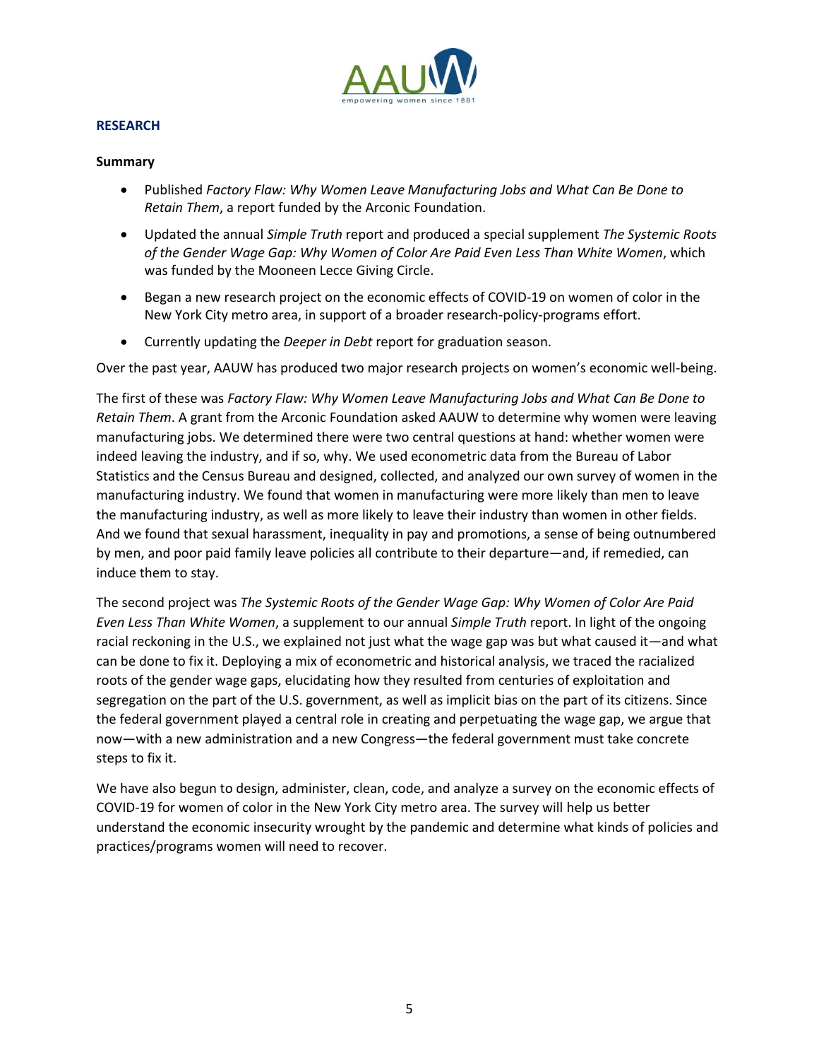## RESEARCH

### Summary

- Published *Factory Flaw: Why Women Leave Manufacturing Jobs and What Can Be Done to Retain Them*, a report funded by the Arconic Foundation.
- Updated the annual *Simple Truth* report and produced a special supplement *The Systemic Roots of the Gender Wage Gap: Why Women of Color Are Paid Even Less Than White Women*, which was funded by the Mooneen Lecce Giving Circle.
- Began a new research project on the economic effects of COVID-19 on women of color in the New York City metro area, in support of a broader research-policy-programs effort.
- Currently updating the *Deeper in Debt* report for graduation season.

Over the past year, AAUW has produced two major research projects on women's economic well-being.

The first of these was *Factory Flaw: Why Women Leave Manufacturing Jobs and What Can Be Done to Retain Them*. A grant from the Arconic Foundation asked AAUW to determine why women were leaving manufacturing jobs. We determined there were two central questions at hand: whether women were indeed leaving the industry, and if so, why. We used econometric data from the Bureau of Labor Statistics and the Census Bureau and designed, collected, and analyzed our own survey of women in the manufacturing industry. We found that women in manufacturing were more likely than men to leave the manufacturing industry, as well as more likely to leave their industry than women in other fields. And we found that sexual harassment, inequality in pay and promotions, a sense of being outnumbered by men, and poor paid family leave policies all contribute to their departure—and, if remedied, can induce them to stay.

The second project was *The Systemic Roots of the Gender Wage Gap: Why Women of Color Are Paid Even Less Than White Women*, a supplement to our annual *Simple Truth* report. In light of the ongoing racial reckoning in the U.S., we explained not just what the wage gap was but what caused it—and what can be done to fix it. Deploying a mix of econometric and historical analysis, we traced the racialized roots of the gender wage gaps, elucidating how they resulted from centuries of exploitation and segregation on the part of the U.S. government, as well as implicit bias on the part of its citizens. Since the federal government played a central role in creating and perpetuating the wage gap, we argue that now—with a new administration and a new Congress—the federal government must take concrete steps to fix it.

We have also begun to design, administer, clean, code, and analyze a survey on the economic effects of COVID-19 for women of color in the New York City metro area. The survey will help us better understand the economic insecurity wrought by the pandemic and determine what kinds of policies and practices/programs women will need to recover.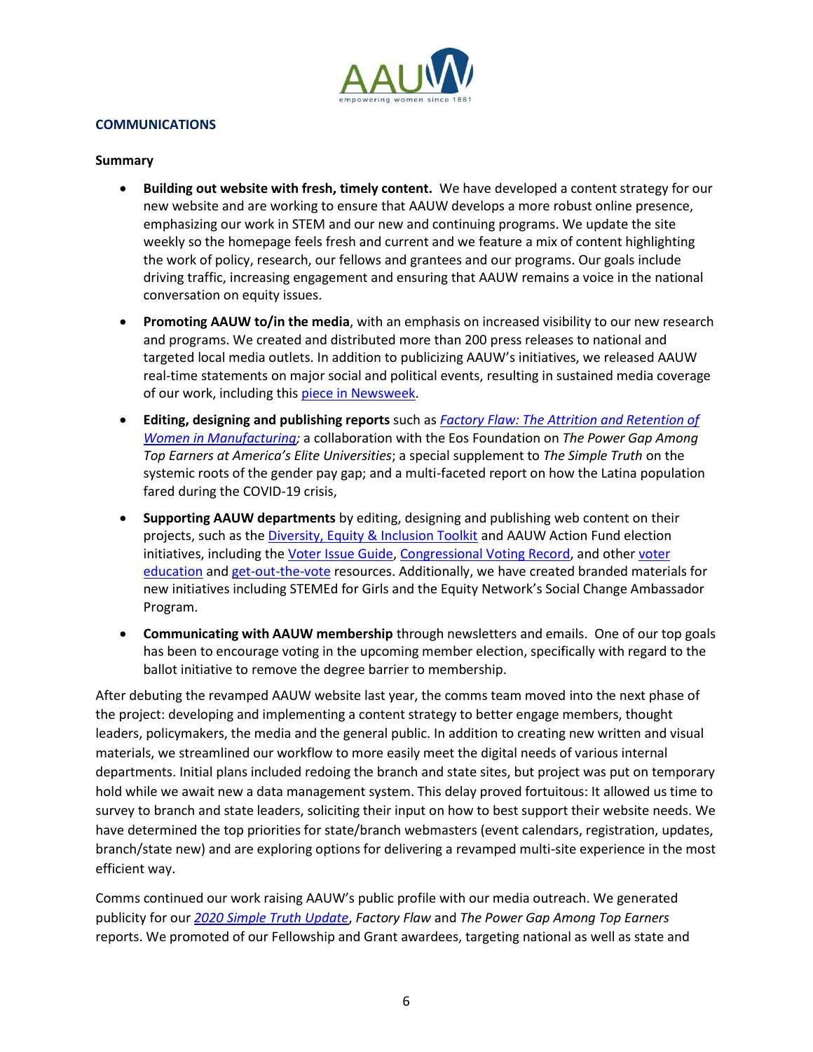## COMMUNICATIONS

**Summary**

- **Building out website with fresh, timely content.** We have developed a content strategy for our new website and are working to ensure that AAUW develops a more robust online presence, emphasizing our work in STEM and our new and continuing programs. We update the site weekly so the homepage feels fresh and current and we feature a mix of content highlighting the work of policy, research, our fellows and grantees and our programs. Our goals include driving traffic, increasing engagement and ensuring that AAUW remains a voice in the national conversation on equity issues.
- **Promoting AAUW to/in the media**, with an emphasis on increased visibility to our new research and programs. We created and distributed more than 200 press releases to national and targeted local media outlets. In addition to publicizing AAUW's initiatives, we released AAUW real-time statements on major social and political events, resulting in sustained media coverage of our work, including this piece in Newsweek.
- **Editing, designing and publishing reports** such as *Factory Flaw: The Attrition and Retention of Women in Manufacturing;* a collaboration with the Eos Foundation on *The Power Gap Among Top Earners at America's Elite Universities*; a special supplement to *The Simple Truth* on the systemic roots of the gender pay gap; and a multi-faceted report on how the Latina population fared during the COVID-19 crisis,
- **Supporting AAUW departments** by editing, designing and publishing web content on their projects, such as the Diversity, Equity & Inclusion Toolkit and AAUW Action Fund election initiatives, including the Voter Issue Guide, Congressional Voting Record, and other voter education and get-out-the-vote resources. Additionally, we have created branded materials for new initiatives including STEMEd for Girls and the Equity Network's Social Change Ambassador Program.
- **Communicating with AAUW membership** through newsletters and emails. One of our top goals has been to encourage voting in the upcoming member election, specifically with regard to the ballot initiative to remove the degree barrier to membership.

After debuting the revamped AAUW website last year, the comms team moved into the next phase of the project: developing and implementing a content strategy to better engage members, thought leaders, policymakers, the media and the general public. In addition to creating new written and visual materials, we streamlined our workflow to more easily meet the digital needs of various internal departments. Initial plans included redoing the branch and state sites, but project was put on temporary hold while we await new a data management system. This delay proved fortuitous: It allowed us time to survey to branch and state leaders, soliciting their input on how to best support their website needs. We have determined the top priorities for state/branch webmasters (event calendars, registration, updates, branch/state new) and are exploring options for delivering a revamped multi-site experience in the most efficient way.

Comms continued our work raising AAUW's public profile with our media outreach. We generated publicity for our *2020 Simple Truth Update*, *Factory Flaw* and *The Power Gap Among Top Earners* reports. We promoted of our Fellowship and Grant awardees, targeting national as well as state and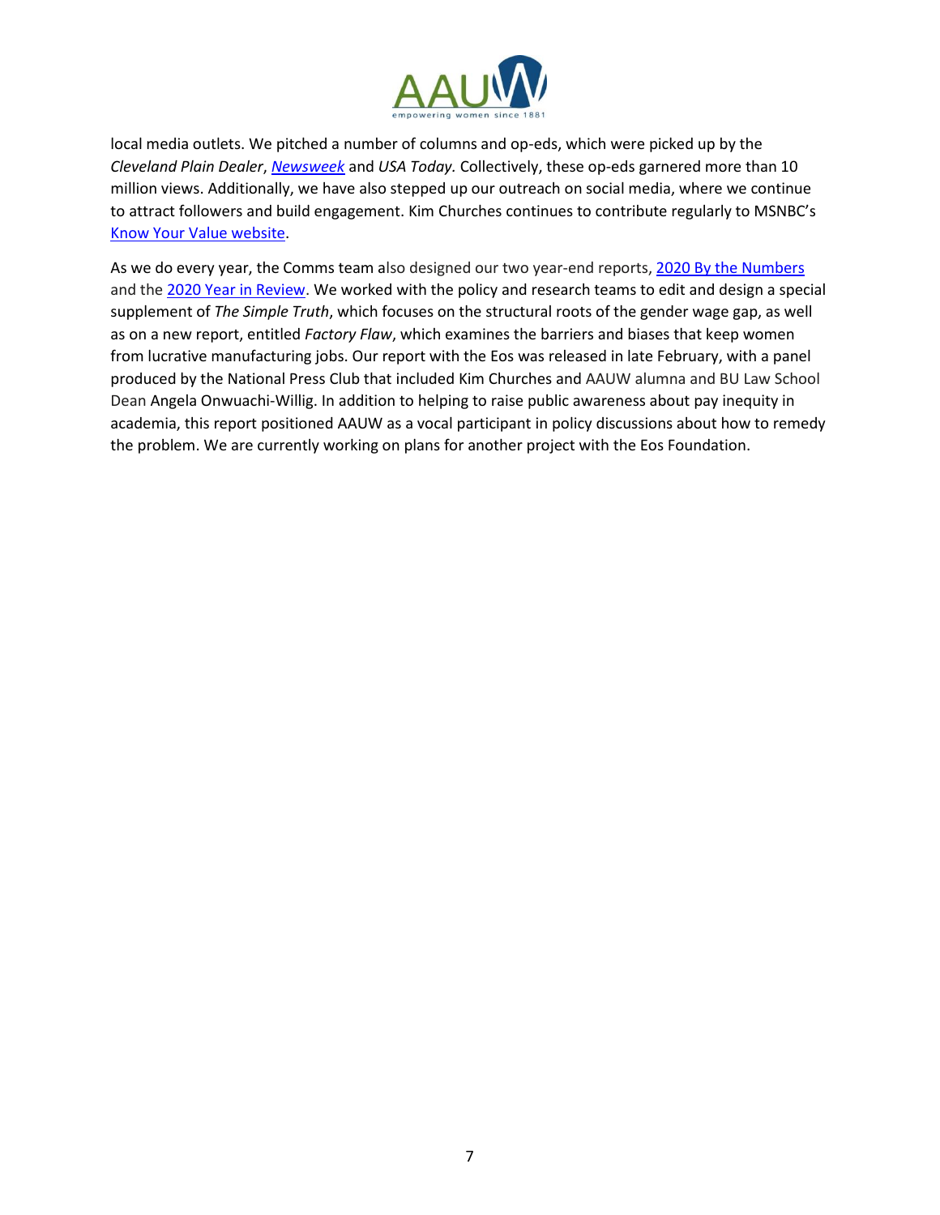local media outlets. We pitched a number of columns and op-eds, which were picked up by the *Cleveland Plain Dealer*, *Newsweek* and *USA Today.* Collectively, these op-eds garnered more than 10 million views. Additionally, we have also stepped up our outreach on social media, where we continue to attract followers and build engagement. Kim Churches continues to contribute regularly to MSNBC's Know Your Value website.

As we do every year, the Comms team also designed our two year-end reports, 2020 By the Numbers and the 2020 Year in Review. We worked with the policy and research teams to edit and design a special supplement of *The Simple Truth*, which focuses on the structural roots of the gender wage gap, as well as on a new report, entitled *Factory Flaw*, which examines the barriers and biases that keep women from lucrative manufacturing jobs. Our report with the Eos was released in late February, with a panel produced by the National Press Club that included Kim Churches and AAUW alumna and BU Law School Dean Angela Onwuachi-Willig. In addition to helping to raise public awareness about pay inequity in academia, this report positioned AAUW as a vocal participant in policy discussions about how to remedy the problem. We are currently working on plans for another project with the Eos Foundation.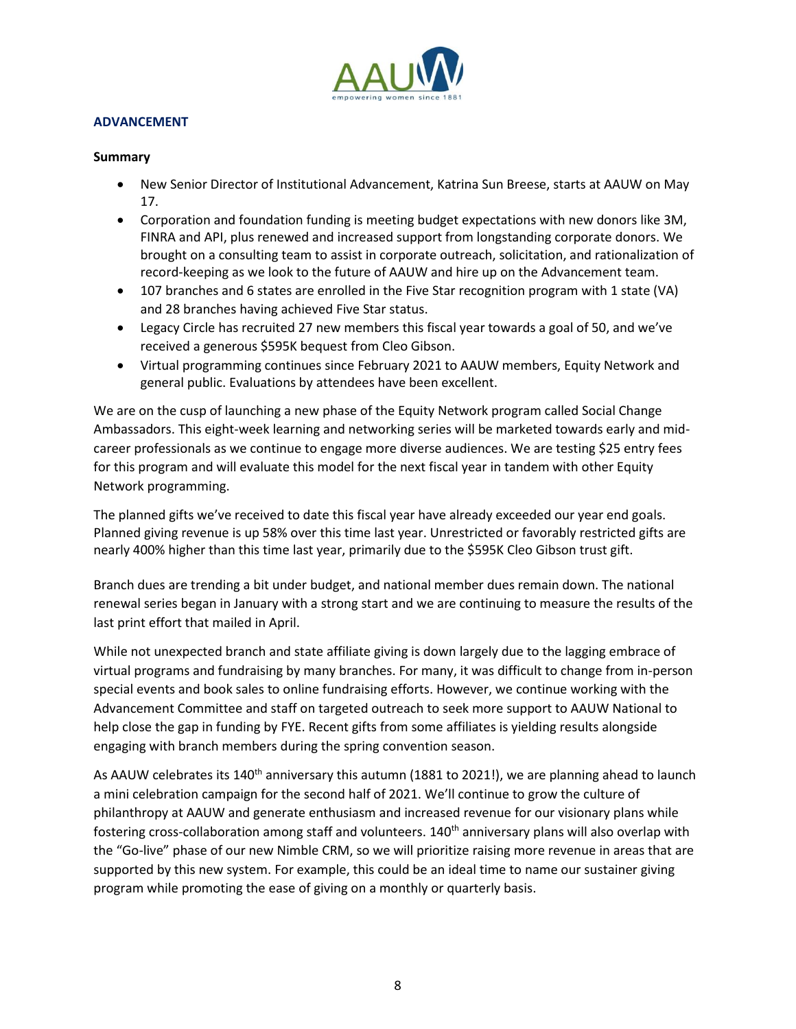## ADVANCEMENT

### Summary

- New Senior Director of Institutional Advancement, Katrina Sun Breese, starts at AAUW on May 17.
- Corporation and foundation funding is meeting budget expectations with new donors like 3M, FINRA and API, plus renewed and increased support from longstanding corporate donors. We brought on a consulting team to assist in corporate outreach, solicitation, and rationalization of record-keeping as we look to the future of AAUW and hire up on the Advancement team.
- 107 branches and 6 states are enrolled in the Five Star recognition program with 1 state (VA) and 28 branches having achieved Five Star status.
- Legacy Circle has recruited 27 new members this fiscal year towards a goal of 50, and we've received a generous $595K bequest from Cleo Gibson.
- Virtual programming continues since February 2021 to AAUW members, Equity Network and general public. Evaluations by attendees have been excellent.

We are on the cusp of launching a new phase of the Equity Network program called Social Change Ambassadors. This eight-week learning and networking series will be marketed towards early and mid-career professionals as we continue to engage more diverse audiences. We are testing $25 entry fees for this program and will evaluate this model for the next fiscal year in tandem with other Equity Network programming.

The planned gifts we've received to date this fiscal year have already exceeded our year end goals. Planned giving revenue is up 58% over this time last year. Unrestricted or favorably restricted gifts are nearly 400% higher than this time last year, primarily due to the $595K Cleo Gibson trust gift.

Branch dues are trending a bit under budget, and national member dues remain down. The national renewal series began in January with a strong start and we are continuing to measure the results of the last print effort that mailed in April.

While not unexpected branch and state affiliate giving is down largely due to the lagging embrace of virtual programs and fundraising by many branches. For many, it was difficult to change from in-person special events and book sales to online fundraising efforts. However, we continue working with the Advancement Committee and staff on targeted outreach to seek more support to AAUW National to help close the gap in funding by FYE. Recent gifts from some affiliates is yielding results alongside engaging with branch members during the spring convention season.

As AAUW celebrates its 140th anniversary this autumn (1881 to 2021!), we are planning ahead to launch a mini celebration campaign for the second half of 2021. We'll continue to grow the culture of philanthropy at AAUW and generate enthusiasm and increased revenue for our visionary plans while fostering cross-collaboration among staff and volunteers. 140th anniversary plans will also overlap with the "Go-live" phase of our new Nimble CRM, so we will prioritize raising more revenue in areas that are supported by this new system. For example, this could be an ideal time to name our sustainer giving program while promoting the ease of giving on a monthly or quarterly basis.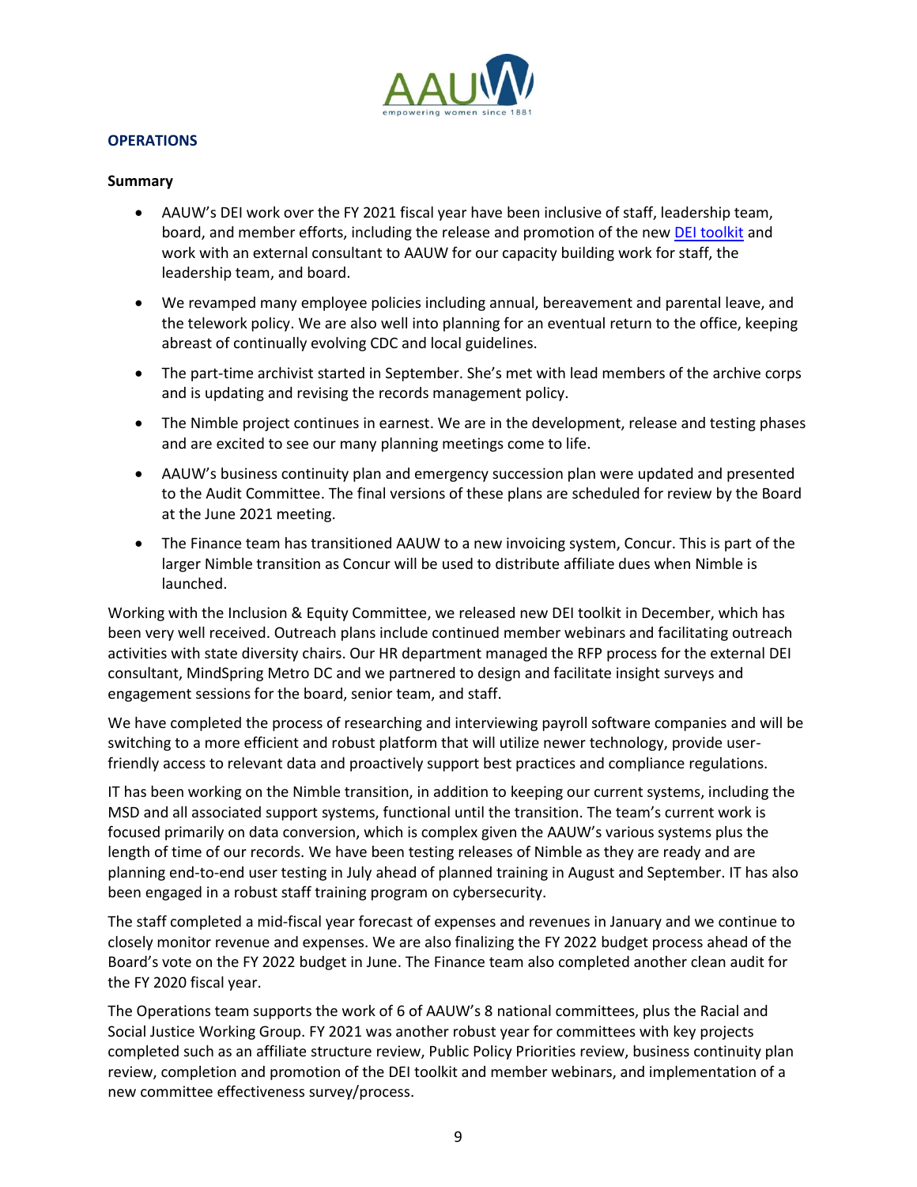## OPERATIONS

### Summary

- AAUW's DEI work over the FY 2021 fiscal year have been inclusive of staff, leadership team, board, and member efforts, including the release and promotion of the new DEI toolkit and work with an external consultant to AAUW for our capacity building work for staff, the leadership team, and board.
- We revamped many employee policies including annual, bereavement and parental leave, and the telework policy. We are also well into planning for an eventual return to the office, keeping abreast of continually evolving CDC and local guidelines.
- The part-time archivist started in September. She's met with lead members of the archive corps and is updating and revising the records management policy.
- The Nimble project continues in earnest. We are in the development, release and testing phases and are excited to see our many planning meetings come to life.
- AAUW's business continuity plan and emergency succession plan were updated and presented to the Audit Committee. The final versions of these plans are scheduled for review by the Board at the June 2021 meeting.
- The Finance team has transitioned AAUW to a new invoicing system, Concur. This is part of the larger Nimble transition as Concur will be used to distribute affiliate dues when Nimble is launched.

Working with the Inclusion & Equity Committee, we released new DEI toolkit in December, which has been very well received. Outreach plans include continued member webinars and facilitating outreach activities with state diversity chairs. Our HR department managed the RFP process for the external DEI consultant, MindSpring Metro DC and we partnered to design and facilitate insight surveys and engagement sessions for the board, senior team, and staff.

We have completed the process of researching and interviewing payroll software companies and will be switching to a more efficient and robust platform that will utilize newer technology, provide user-friendly access to relevant data and proactively support best practices and compliance regulations.

IT has been working on the Nimble transition, in addition to keeping our current systems, including the MSD and all associated support systems, functional until the transition. The team's current work is focused primarily on data conversion, which is complex given the AAUW's various systems plus the length of time of our records. We have been testing releases of Nimble as they are ready and are planning end-to-end user testing in July ahead of planned training in August and September. IT has also been engaged in a robust staff training program on cybersecurity.

The staff completed a mid-fiscal year forecast of expenses and revenues in January and we continue to closely monitor revenue and expenses. We are also finalizing the FY 2022 budget process ahead of the Board's vote on the FY 2022 budget in June. The Finance team also completed another clean audit for the FY 2020 fiscal year.

The Operations team supports the work of 6 of AAUW's 8 national committees, plus the Racial and Social Justice Working Group. FY 2021 was another robust year for committees with key projects completed such as an affiliate structure review, Public Policy Priorities review, business continuity plan review, completion and promotion of the DEI toolkit and member webinars, and implementation of a new committee effectiveness survey/process.